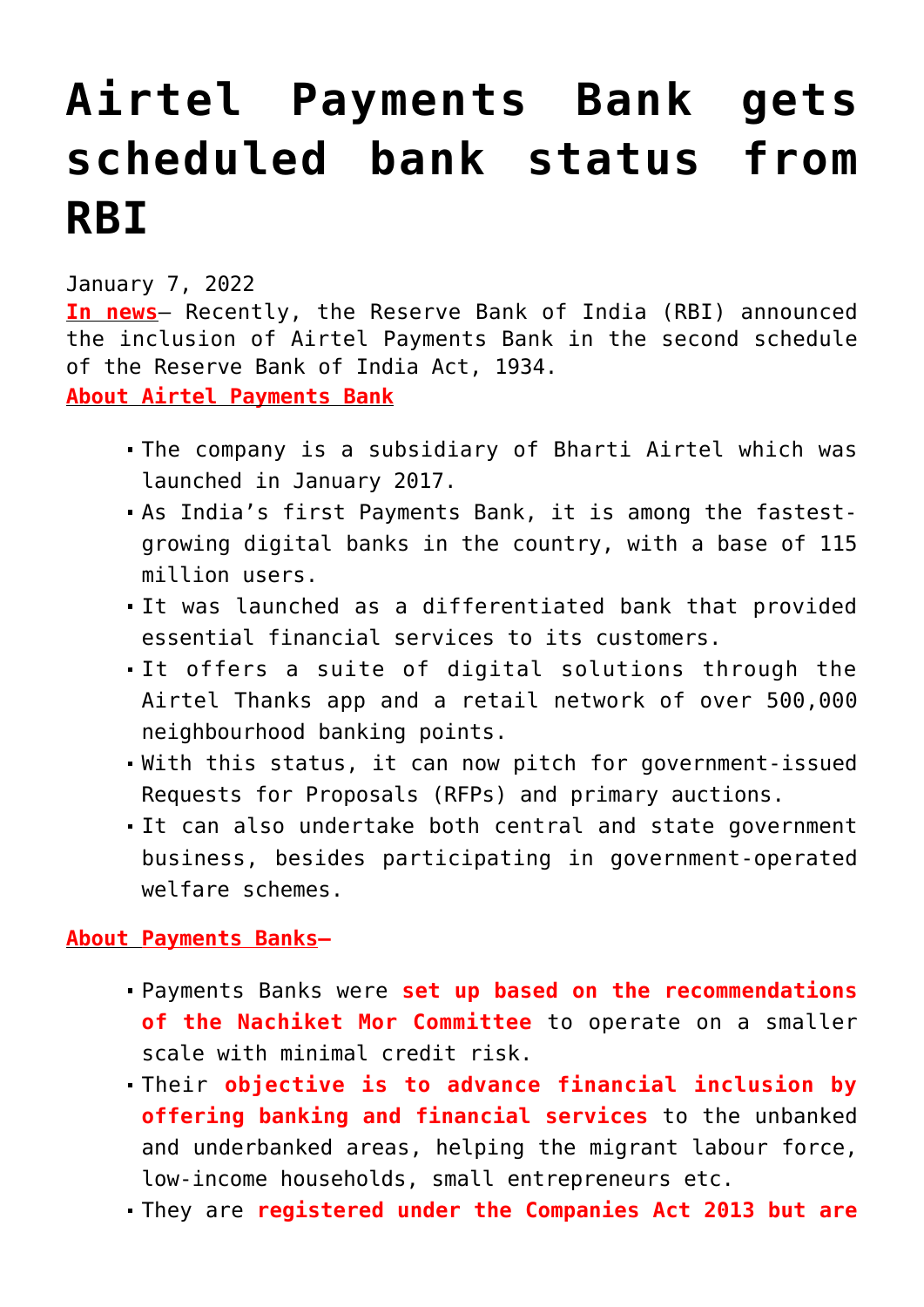# Airtel Payments Bank gets scheduled bank status from RBI

January 7, 2022

**In news**– Recently, the Reserve Bank of India (RBI) announced the inclusion of Airtel Payments Bank in the second schedule of the Reserve Bank of India Act, 1934.

**About Airtel Payments Bank**

- The company is a subsidiary of Bharti Airtel which was launched in January 2017.
- As India's first Payments Bank, it is among the fastest-growing digital banks in the country, with a base of 115 million users.
- It was launched as a differentiated bank that provided essential financial services to its customers.
- It offers a suite of digital solutions through the Airtel Thanks app and a retail network of over 500,000 neighbourhood banking points.
- With this status, it can now pitch for government-issued Requests for Proposals (RFPs) and primary auctions.
- It can also undertake both central and state government business, besides participating in government-operated welfare schemes.

**About Payments Banks**–

- Payments Banks were **set up based on the recommendations of the Nachiket Mor Committee** to operate on a smaller scale with minimal credit risk.
- Their **objective is to advance financial inclusion by offering banking and financial services** to the unbanked and underbanked areas, helping the migrant labour force, low-income households, small entrepreneurs etc.
- They are **registered under the Companies Act 2013 but are**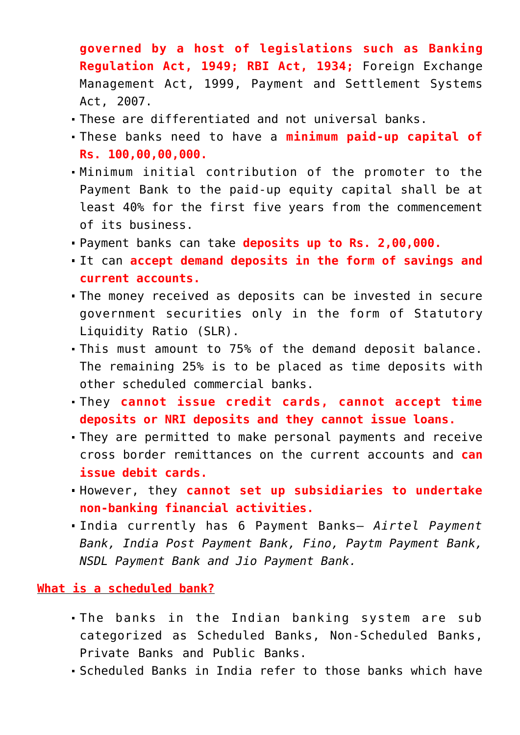**governed by a host of legislations such as Banking Regulation Act, 1949; RBI Act, 1934;** Foreign Exchange Management Act, 1999, Payment and Settlement Systems Act, 2007.

- These are differentiated and not universal banks.
- These banks need to have a **minimum paid-up capital of Rs. 100,00,00,000.**
- Minimum initial contribution of the promoter to the Payment Bank to the paid-up equity capital shall be at least 40% for the first five years from the commencement of its business.
- Payment banks can take **deposits up to Rs. 2,00,000.**
- It can **accept demand deposits in the form of savings and current accounts.**
- The money received as deposits can be invested in secure government securities only in the form of Statutory Liquidity Ratio (SLR).
- This must amount to 75% of the demand deposit balance. The remaining 25% is to be placed as time deposits with other scheduled commercial banks.
- They **cannot issue credit cards, cannot accept time deposits or NRI deposits and they cannot issue loans.**
- They are permitted to make personal payments and receive cross border remittances on the current accounts and **can issue debit cards.**
- However, they **cannot set up subsidiaries to undertake non-banking financial activities.**
- India currently has 6 Payment Banks– *Airtel Payment Bank, India Post Payment Bank, Fino, Paytm Payment Bank, NSDL Payment Bank and Jio Payment Bank.*

**What is a scheduled bank?**

- The banks in the Indian banking system are sub categorized as Scheduled Banks, Non-Scheduled Banks, Private Banks and Public Banks.
- Scheduled Banks in India refer to those banks which have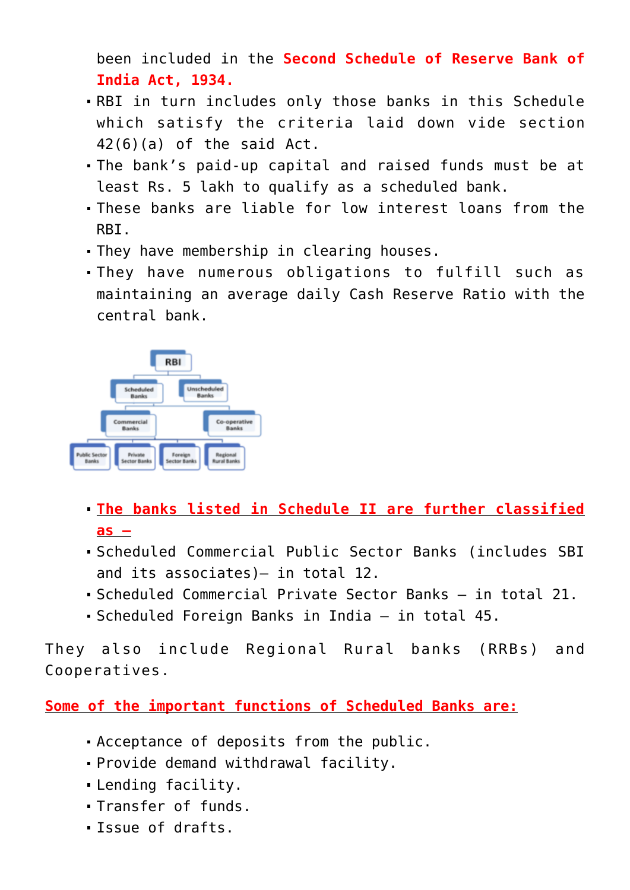been included in the **Second Schedule of Reserve Bank of India Act, 1934.**

- RBI in turn includes only those banks in this Schedule which satisfy the criteria laid down vide section 42(6)(a) of the said Act.
- The bank's paid-up capital and raised funds must be at least Rs. 5 lakh to qualify as a scheduled bank.
- These banks are liable for low interest loans from the RBI.
- They have membership in clearing houses.
- They have numerous obligations to fulfill such as maintaining an average daily Cash Reserve Ratio with the central bank.

- **The banks listed in Schedule II are further classified as –**
- Scheduled Commercial Public Sector Banks (includes SBI and its associates)– in total 12.
- Scheduled Commercial Private Sector Banks – in total 21.
- Scheduled Foreign Banks in India – in total 45.

They also include Regional Rural banks (RRBs) and Cooperatives.

**Some of the important functions of Scheduled Banks are:**

- Acceptance of deposits from the public.
- Provide demand withdrawal facility.
- Lending facility.
- Transfer of funds.
- Issue of drafts.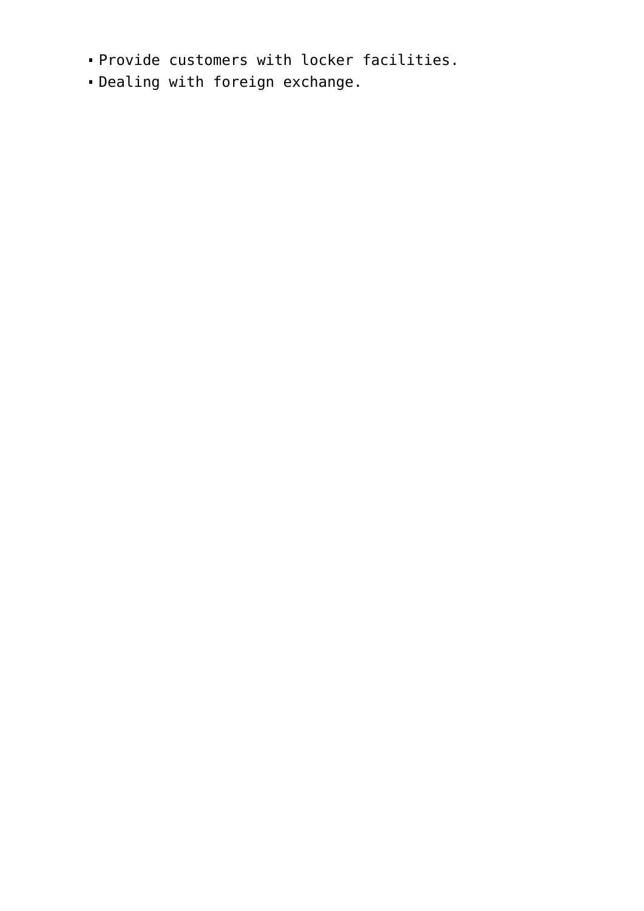- Provide customers with locker facilities.
- Dealing with foreign exchange.